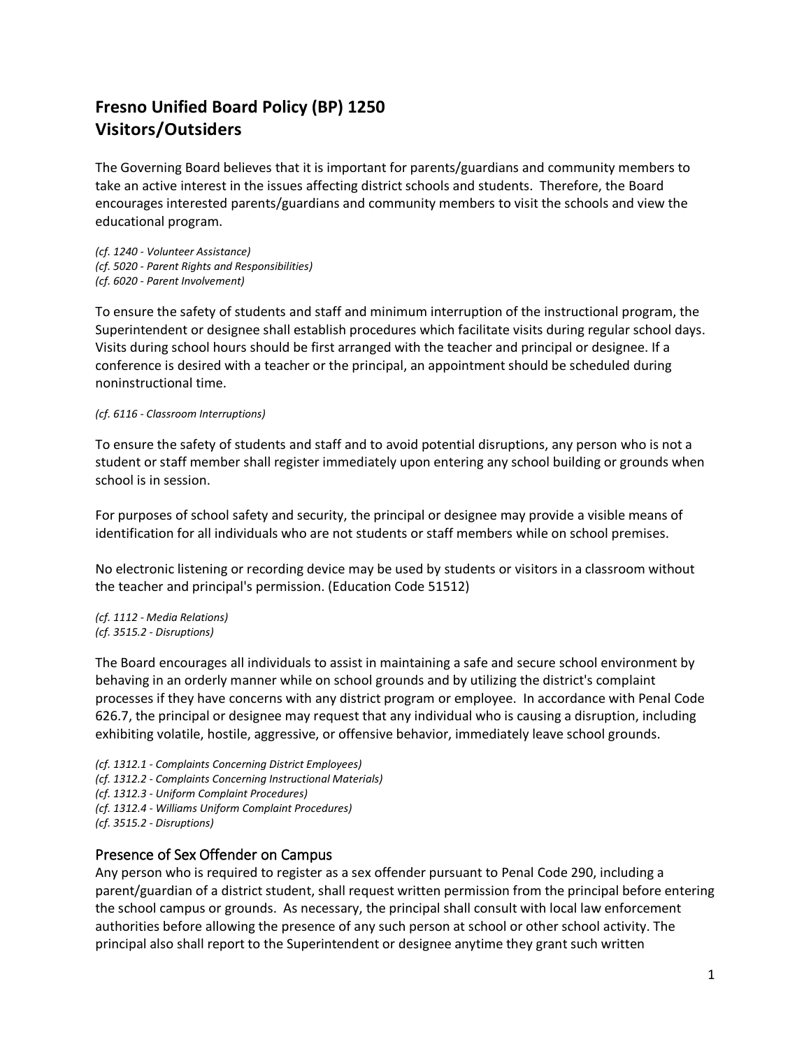# Fresno Unified Board Policy (BP) 1250
# Visitors/Outsiders

The Governing Board believes that it is important for parents/guardians and community members to take an active interest in the issues affecting district schools and students. Therefore, the Board encourages interested parents/guardians and community members to visit the schools and view the educational program.

*(cf. 1240 - Volunteer Assistance)*
*(cf. 5020 - Parent Rights and Responsibilities)*
*(cf. 6020 - Parent Involvement)*

To ensure the safety of students and staff and minimum interruption of the instructional program, the Superintendent or designee shall establish procedures which facilitate visits during regular school days. Visits during school hours should be first arranged with the teacher and principal or designee. If a conference is desired with a teacher or the principal, an appointment should be scheduled during noninstructional time.

*(cf. 6116 - Classroom Interruptions)*

To ensure the safety of students and staff and to avoid potential disruptions, any person who is not a student or staff member shall register immediately upon entering any school building or grounds when school is in session.

For purposes of school safety and security, the principal or designee may provide a visible means of identification for all individuals who are not students or staff members while on school premises.

No electronic listening or recording device may be used by students or visitors in a classroom without the teacher and principal's permission. (Education Code 51512)

*(cf. 1112 - Media Relations)*
*(cf. 3515.2 - Disruptions)*

The Board encourages all individuals to assist in maintaining a safe and secure school environment by behaving in an orderly manner while on school grounds and by utilizing the district's complaint processes if they have concerns with any district program or employee. In accordance with Penal Code 626.7, the principal or designee may request that any individual who is causing a disruption, including exhibiting volatile, hostile, aggressive, or offensive behavior, immediately leave school grounds.

*(cf. 1312.1 - Complaints Concerning District Employees)*
*(cf. 1312.2 - Complaints Concerning Instructional Materials)*
*(cf. 1312.3 - Uniform Complaint Procedures)*
*(cf. 1312.4 - Williams Uniform Complaint Procedures)*
*(cf. 3515.2 - Disruptions)*

## Presence of Sex Offender on Campus

Any person who is required to register as a sex offender pursuant to Penal Code 290, including a parent/guardian of a district student, shall request written permission from the principal before entering the school campus or grounds. As necessary, the principal shall consult with local law enforcement authorities before allowing the presence of any such person at school or other school activity. The principal also shall report to the Superintendent or designee anytime they grant such written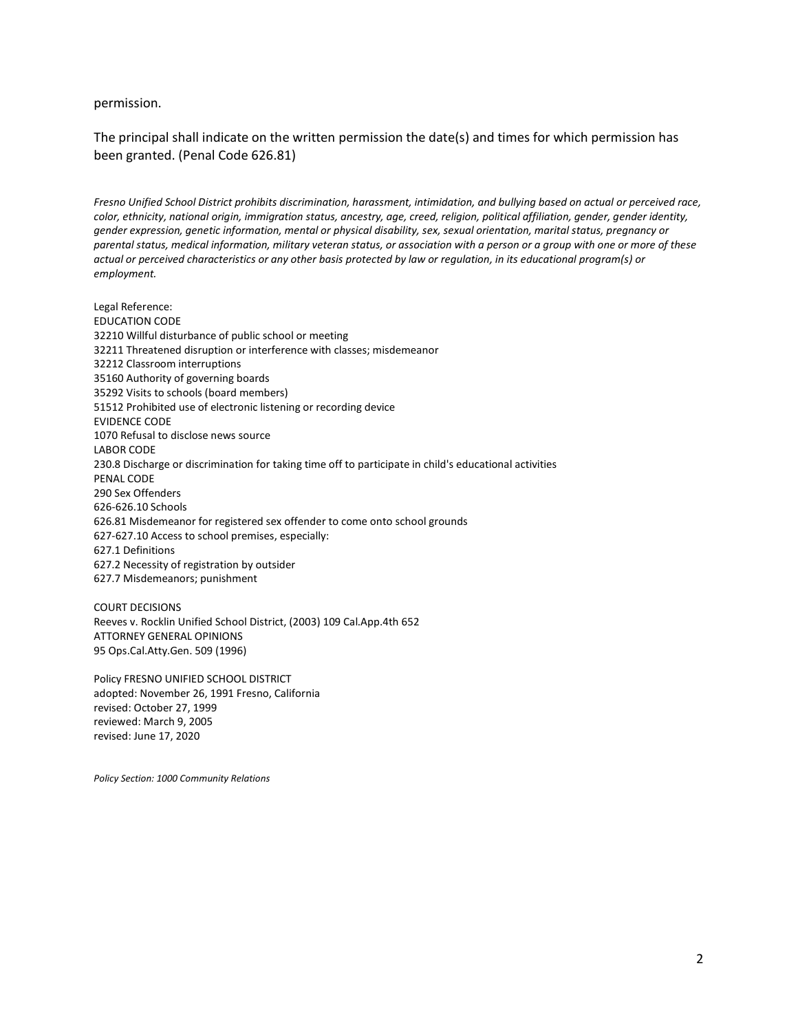permission.

The principal shall indicate on the written permission the date(s) and times for which permission has been granted. (Penal Code 626.81)

*Fresno Unified School District prohibits discrimination, harassment, intimidation, and bullying based on actual or perceived race, color, ethnicity, national origin, immigration status, ancestry, age, creed, religion, political affiliation, gender, gender identity, gender expression, genetic information, mental or physical disability, sex, sexual orientation, marital status, pregnancy or parental status, medical information, military veteran status, or association with a person or a group with one or more of these actual or perceived characteristics or any other basis protected by law or regulation, in its educational program(s) or employment.*

Legal Reference:
EDUCATION CODE
32210 Willful disturbance of public school or meeting
32211 Threatened disruption or interference with classes; misdemeanor
32212 Classroom interruptions
35160 Authority of governing boards
35292 Visits to schools (board members)
51512 Prohibited use of electronic listening or recording device
EVIDENCE CODE
1070 Refusal to disclose news source
LABOR CODE
230.8 Discharge or discrimination for taking time off to participate in child's educational activities
PENAL CODE
290 Sex Offenders
626-626.10 Schools
626.81 Misdemeanor for registered sex offender to come onto school grounds
627-627.10 Access to school premises, especially:
627.1 Definitions
627.2 Necessity of registration by outsider
627.7 Misdemeanors; punishment

COURT DECISIONS
Reeves v. Rocklin Unified School District, (2003) 109 Cal.App.4th 652
ATTORNEY GENERAL OPINIONS
95 Ops.Cal.Atty.Gen. 509 (1996)

Policy FRESNO UNIFIED SCHOOL DISTRICT
adopted: November 26, 1991 Fresno, California
revised: October 27, 1999
reviewed: March 9, 2005
revised: June 17, 2020

*Policy Section: 1000 Community Relations*